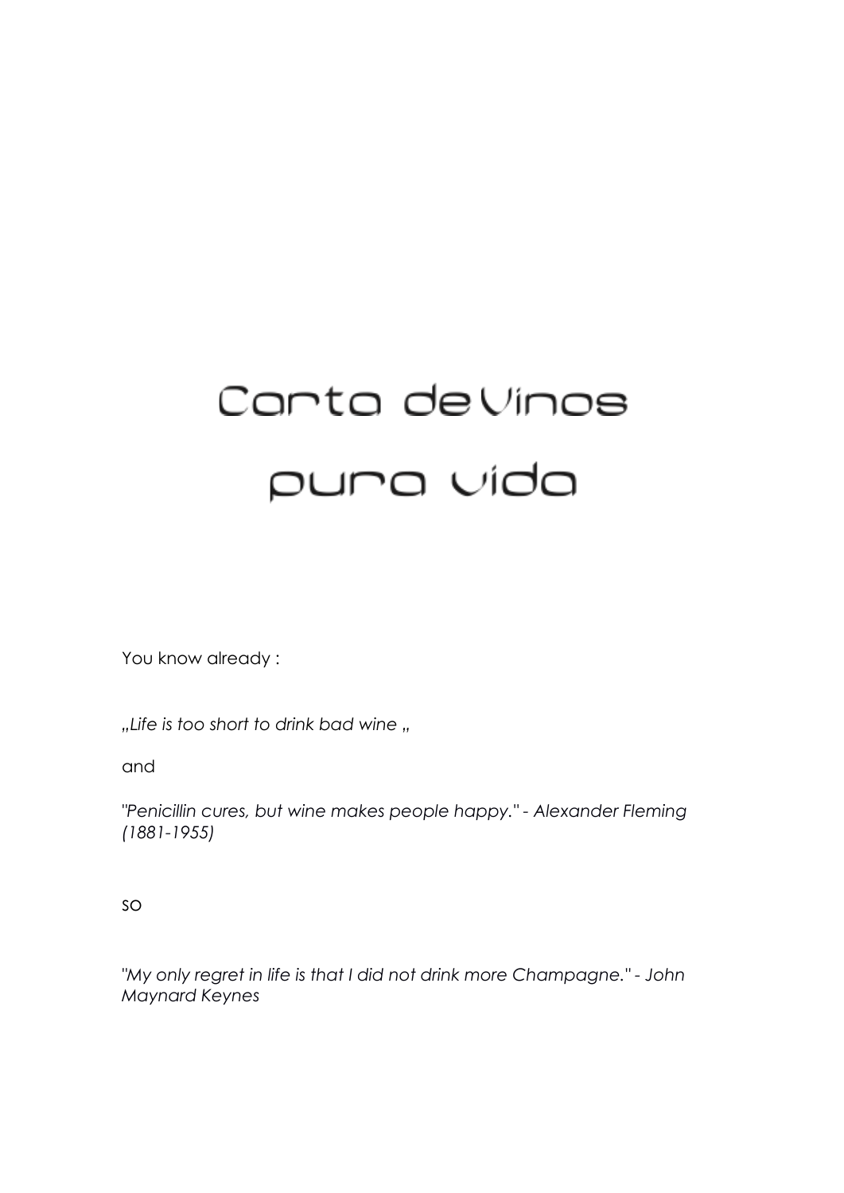# Carta de Vinos

# pura vida

You know already :

*„Life is too short to drink bad wine „*

and

*"Penicillin cures, but wine makes people happy." - Alexander Fleming (1881-1955)*

so

*"My only regret in life is that I did not drink more Champagne." - John Maynard Keynes*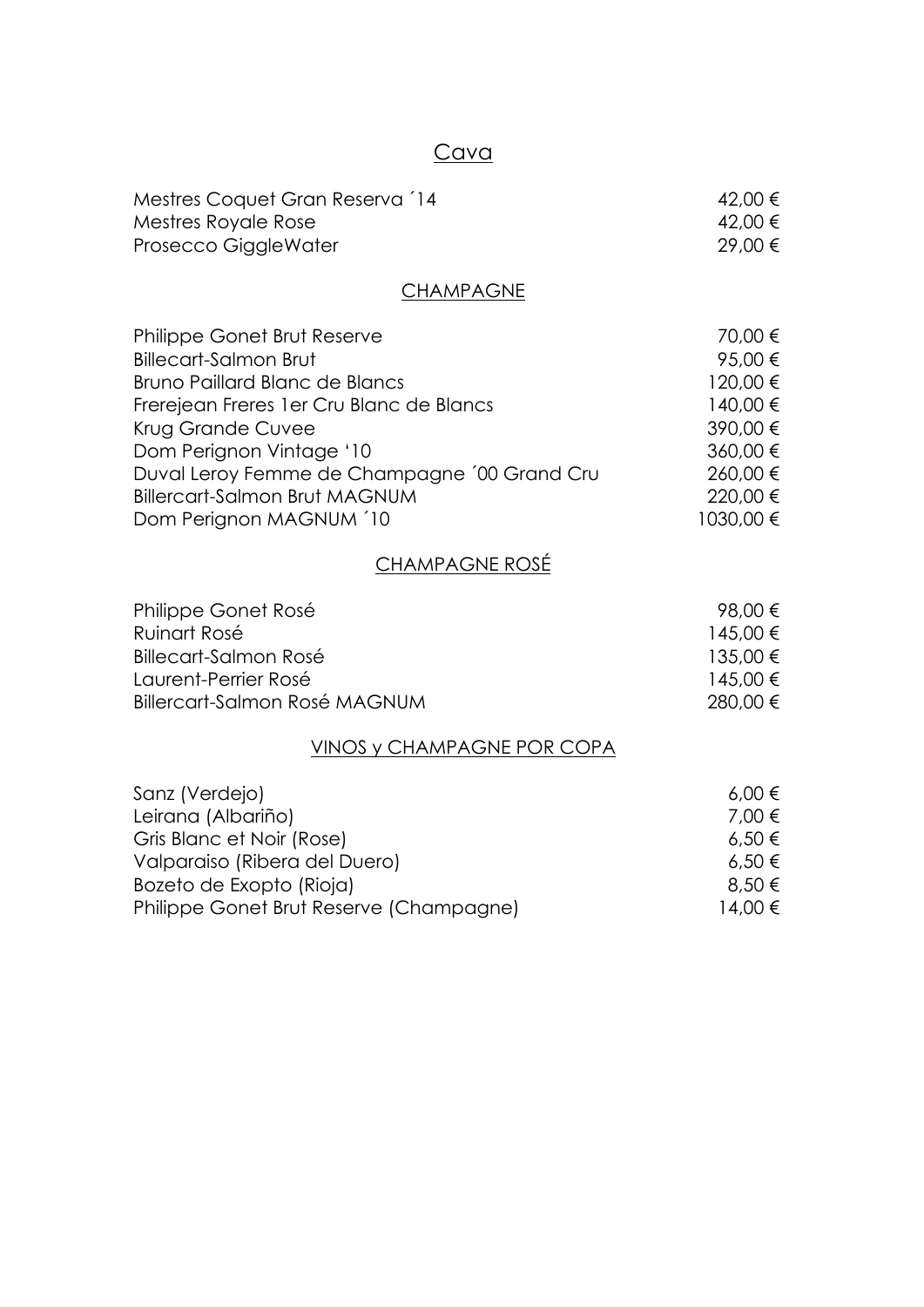## Cava

| | |
|---|---|
| Mestres Coquet Gran Reserva ´14 | 42,00 € |
| Mestres Royale Rose | 42,00 € |
| Prosecco GiggleWater | 29,00 € |

## CHAMPAGNE

| | |
|---|---|
| Philippe Gonet Brut Reserve | 70,00 € |
| Billecart-Salmon Brut | 95,00 € |
| Bruno Paillard Blanc de Blancs | 120,00 € |
| Frerejean Freres 1er Cru Blanc de Blancs | 140,00 € |
| Krug Grande Cuvee | 390,00 € |
| Dom Perignon Vintage '10 | 360,00 € |
| Duval Leroy Femme de Champagne ´00 Grand Cru | 260,00 € |
| Billercart-Salmon Brut MAGNUM | 220,00 € |
| Dom Perignon MAGNUM ´10 | 1030,00 € |

## CHAMPAGNE ROSÉ

| | |
|---|---|
| Philippe Gonet Rosé | 98,00 € |
| Ruinart Rosé | 145,00 € |
| Billecart-Salmon Rosé | 135,00 € |
| Laurent-Perrier Rosé | 145,00 € |
| Billercart-Salmon Rosé MAGNUM | 280,00 € |

## VINOS y CHAMPAGNE POR COPA

| | |
|---|---|
| Sanz (Verdejo) | 6,00 € |
| Leirana (Albariño) | 7,00 € |
| Gris Blanc et Noir (Rose) | 6,50 € |
| Valparaiso (Ribera del Duero) | 6,50 € |
| Bozeto de Exopto (Rioja) | 8,50 € |
| Philippe Gonet Brut Reserve (Champagne) | 14,00 € |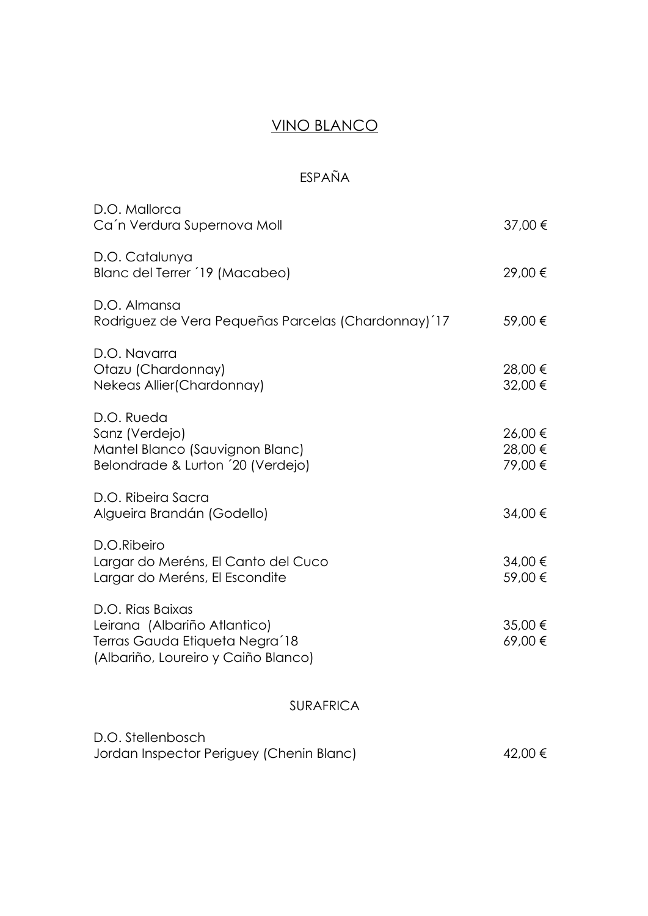# VINO BLANCO

## ESPAÑA

D.O. Mallorca
Ca´n Verdura Supernova Moll 37,00 €

D.O. Catalunya
Blanc del Terrer ´19 (Macabeo) 29,00 €

D.O. Almansa
Rodriguez de Vera Pequeñas Parcelas (Chardonnay)´17 59,00 €

D.O. Navarra
Otazu (Chardonnay) 28,00 €
Nekeas Allier(Chardonnay) 32,00 €

D.O. Rueda
Sanz (Verdejo) 26,00 €
Mantel Blanco (Sauvignon Blanc) 28,00 €
Belondrade & Lurton ´20 (Verdejo) 79,00 €

D.O. Ribeira Sacra
Algueira Brandán (Godello) 34,00 €

D.O.Ribeiro
Largar do Meréns, El Canto del Cuco 34,00 €
Largar do Meréns, El Escondite 59,00 €

D.O. Rias Baixas
Leirana (Albariño Atlantico) 35,00 €
Terras Gauda Etiqueta Negra´18 69,00 €
(Albariño, Loureiro y Caiño Blanco)

## SURAFRICA

D.O. Stellenbosch
Jordan Inspector Periguey (Chenin Blanc) 42,00 €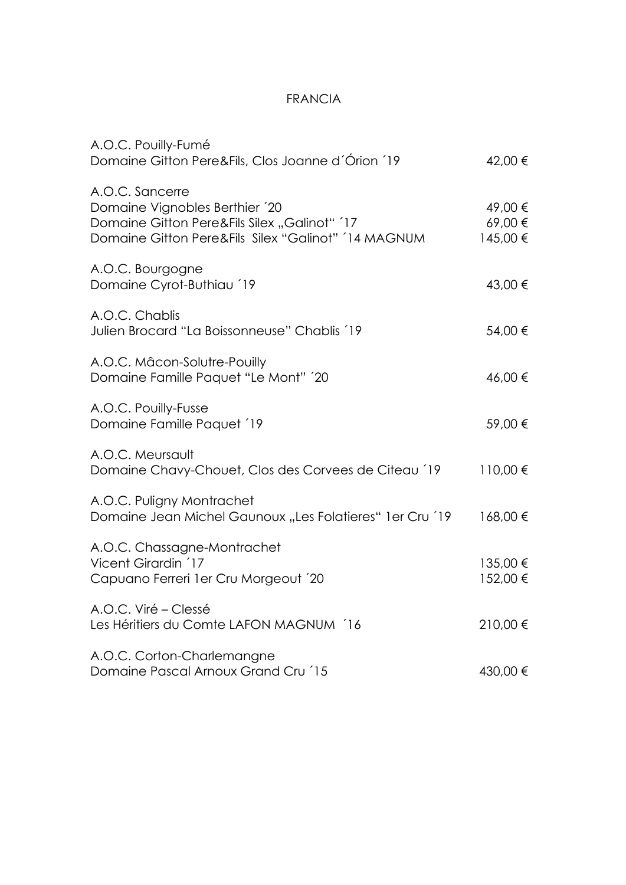# FRANCIA

A.O.C. Pouilly-Fumé
Domaine Gitton Pere&Fils, Clos Joanne d´Órion ´19 — 42,00 €

A.O.C. Sancerre
Domaine Vignobles Berthier ´20 — 49,00 €
Domaine Gitton Pere&Fils Silex „Galinot" ´17 — 69,00 €
Domaine Gitton Pere&Fils Silex "Galinot" ´14 MAGNUM — 145,00 €

A.O.C. Bourgogne
Domaine Cyrot-Buthiau ´19 — 43,00 €

A.O.C. Chablis
Julien Brocard "La Boissonneuse" Chablis ´19 — 54,00 €

A.O.C. Mâcon-Solutre-Pouilly
Domaine Famille Paquet "Le Mont" ´20 — 46,00 €

A.O.C. Pouilly-Fusse
Domaine Famille Paquet ´19 — 59,00 €

A.O.C. Meursault
Domaine Chavy-Chouet, Clos des Corvees de Citeau ´19 — 110,00 €

A.O.C. Puligny Montrachet
Domaine Jean Michel Gaunoux „Les Folatieres" 1er Cru ´19 — 168,00 €

A.O.C. Chassagne-Montrachet
Vicent Girardin ´17 — 135,00 €
Capuano Ferreri 1er Cru Morgeout ´20 — 152,00 €

A.O.C. Viré – Clessé
Les Héritiers du Comte LAFON MAGNUM ´16 — 210,00 €

A.O.C. Corton-Charlemangne
Domaine Pascal Arnoux Grand Cru ´15 — 430,00 €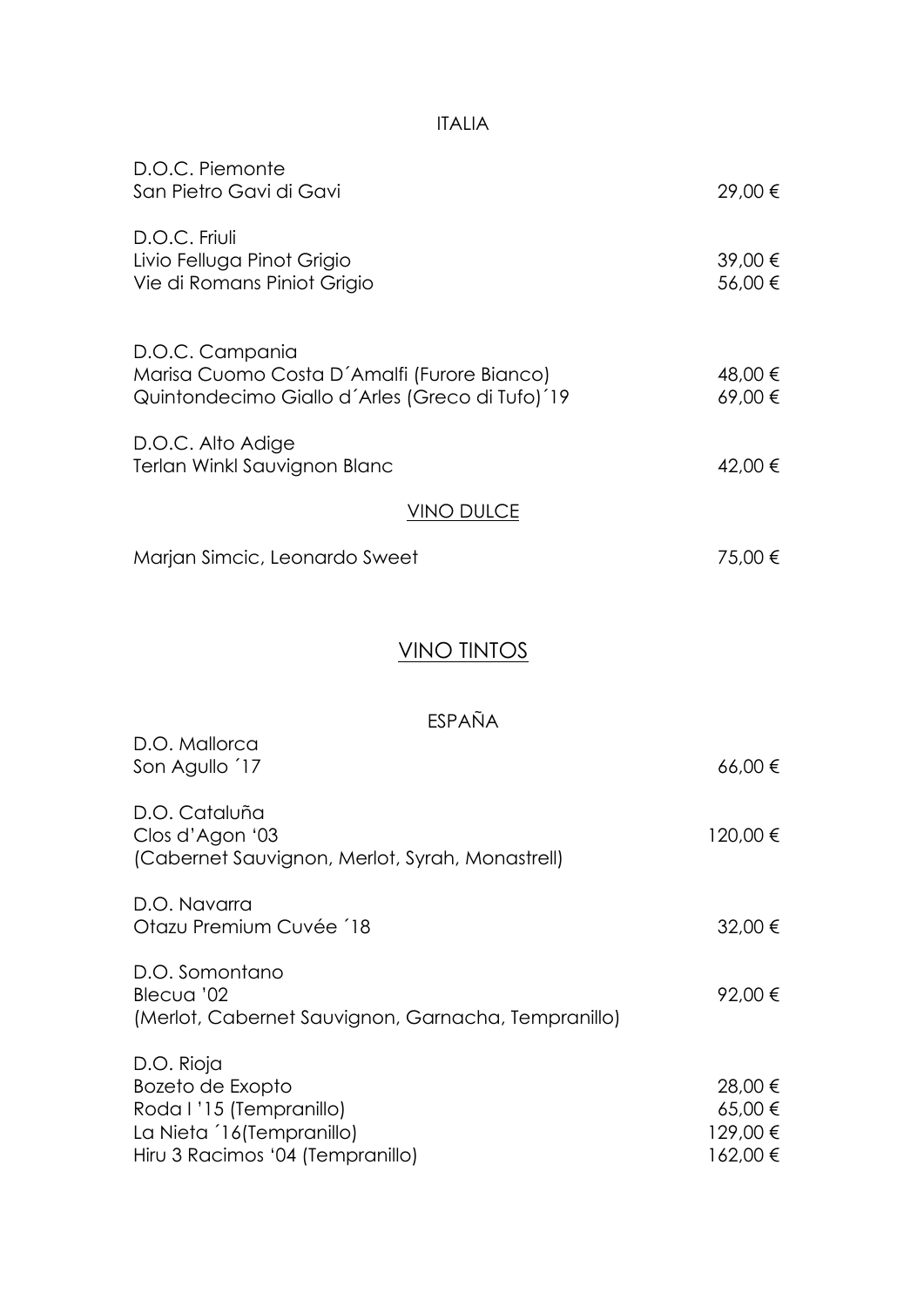## ITALIA

D.O.C. Piemonte

| | |
|---|---|
| San Pietro Gavi di Gavi | 29,00 € |

D.O.C. Friuli

| | |
|---|---|
| Livio Felluga Pinot Grigio | 39,00 € |
| Vie di Romans Piniot Grigio | 56,00 € |

D.O.C. Campania

| | |
|---|---|
| Marisa Cuomo Costa D´Amalfi (Furore Bianco) | 48,00 € |
| Quintondecimo Giallo d´Arles (Greco di Tufo)´19 | 69,00 € |

D.O.C. Alto Adige

| | |
|---|---|
| Terlan Winkl Sauvignon Blanc | 42,00 € |

### VINO DULCE

| | |
|---|---|
| Marjan Simcic, Leonardo Sweet | 75,00 € |

# VINO TINTOS

## ESPAÑA

D.O. Mallorca

| | |
|---|---|
| Son Agullo ´17 | 66,00 € |

D.O. Cataluña

| | |
|---|---|
| Clos d'Agon '03 (Cabernet Sauvignon, Merlot, Syrah, Monastrell) | 120,00 € |

D.O. Navarra

| | |
|---|---|
| Otazu Premium Cuvée ´18 | 32,00 € |

D.O. Somontano

| | |
|---|---|
| Blecua '02 (Merlot, Cabernet Sauvignon, Garnacha, Tempranillo) | 92,00 € |

D.O. Rioja

| | |
|---|---|
| Bozeto de Exopto | 28,00 € |
| Roda I '15 (Tempranillo) | 65,00 € |
| La Nieta ´16(Tempranillo) | 129,00 € |
| Hiru 3 Racimos '04 (Tempranillo) | 162,00 € |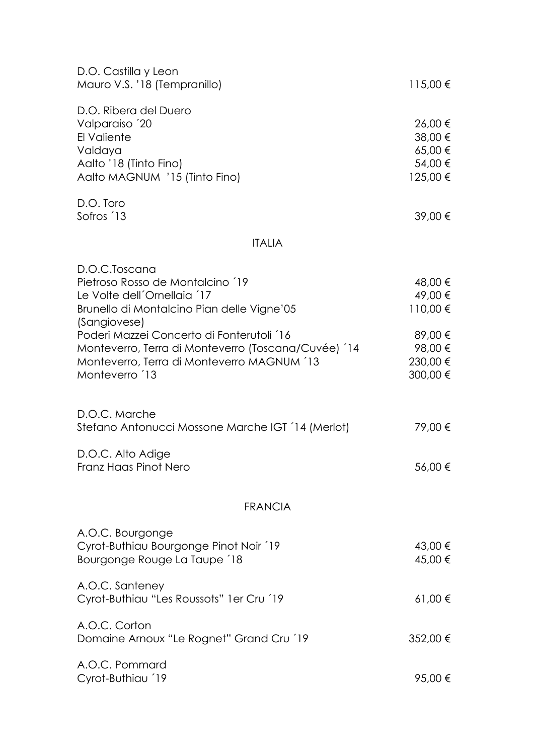D.O. Castilla y Leon

| | |
|---|---|
| Mauro V.S. '18 (Tempranillo) | 115,00 € |

D.O. Ribera del Duero

| | |
|---|---|
| Valparaiso ´20 | 26,00 € |
| El Valiente | 38,00 € |
| Valdaya | 65,00 € |
| Aalto '18 (Tinto Fino) | 54,00 € |
| Aalto MAGNUM '15 (Tinto Fino) | 125,00 € |

D.O. Toro

| | |
|---|---|
| Sofros ´13 | 39,00 € |

## ITALIA

D.O.C.Toscana

| | |
|---|---|
| Pietroso Rosso de Montalcino ´19 | 48,00 € |
| Le Volte dell´Ornellaia ´17 | 49,00 € |
| Brunello di Montalcino Pian delle Vigne'05 (Sangiovese) | 110,00 € |
| Poderi Mazzei Concerto di Fonterutoli ´16 | 89,00 € |
| Monteverro, Terra di Monteverro (Toscana/Cuvée) ´14 | 98,00 € |
| Monteverro, Terra di Monteverro MAGNUM ´13 | 230,00 € |
| Monteverro ´13 | 300,00 € |

D.O.C. Marche

| | |
|---|---|
| Stefano Antonucci Mossone Marche IGT ´14 (Merlot) | 79,00 € |

D.O.C. Alto Adige

| | |
|---|---|
| Franz Haas Pinot Nero | 56,00 € |

## FRANCIA

A.O.C. Bourgonge

| | |
|---|---|
| Cyrot-Buthiau Bourgonge Pinot Noir ´19 | 43,00 € |
| Bourgonge Rouge La Taupe ´18 | 45,00 € |

A.O.C. Santeney

| | |
|---|---|
| Cyrot-Buthiau "Les Roussots" 1er Cru ´19 | 61,00 € |

A.O.C. Corton

| | |
|---|---|
| Domaine Arnoux "Le Rognet" Grand Cru ´19 | 352,00 € |

A.O.C. Pommard

| | |
|---|---|
| Cyrot-Buthiau ´19 | 95,00 € |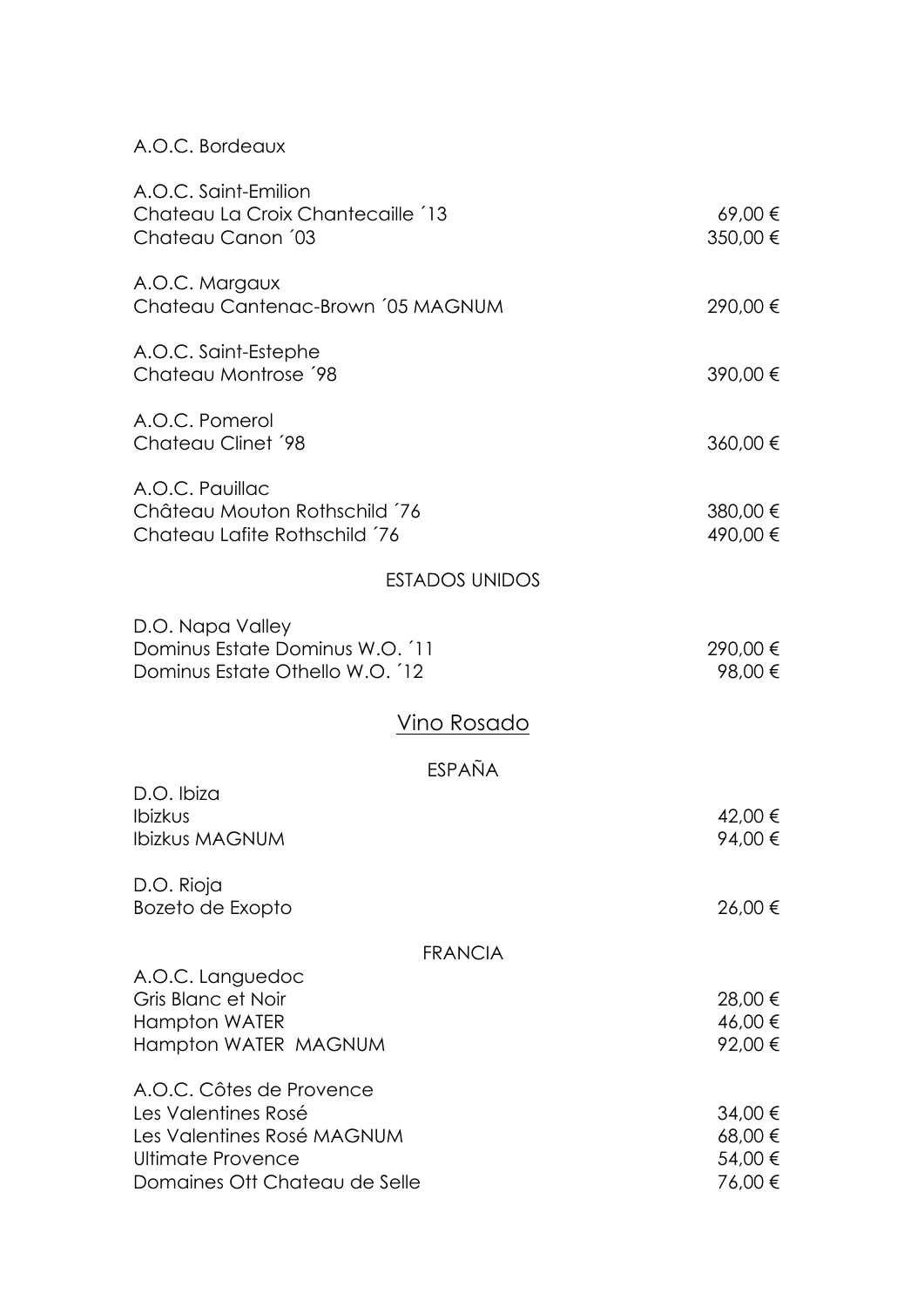A.O.C. Bordeaux

| | |
|---|---|
| **A.O.C. Saint-Emilion** | |
| Chateau La Croix Chantecaille ´13 | 69,00 € |
| Chateau Canon ´03 | 350,00 € |
| **A.O.C. Margaux** | |
| Chateau Cantenac-Brown ´05 MAGNUM | 290,00 € |
| **A.O.C. Saint-Estephe** | |
| Chateau Montrose ´98 | 390,00 € |
| **A.O.C. Pomerol** | |
| Chateau Clinet ´98 | 360,00 € |
| **A.O.C. Pauillac** | |
| Château Mouton Rothschild ´76 | 380,00 € |
| Chateau Lafite Rothschild ´76 | 490,00 € |

### ESTADOS UNIDOS

| | |
|---|---|
| **D.O. Napa Valley** | |
| Dominus Estate Dominus W.O. ´11 | 290,00 € |
| Dominus Estate Othello W.O. ´12 | 98,00 € |

## Vino Rosado

### ESPAÑA

| | |
|---|---|
| **D.O. Ibiza** | |
| Ibizkus | 42,00 € |
| Ibizkus MAGNUM | 94,00 € |
| **D.O. Rioja** | |
| Bozeto de Exopto | 26,00 € |

### FRANCIA

| | |
|---|---|
| **A.O.C. Languedoc** | |
| Gris Blanc et Noir | 28,00 € |
| Hampton WATER | 46,00 € |
| Hampton WATER MAGNUM | 92,00 € |
| **A.O.C. Côtes de Provence** | |
| Les Valentines Rosé | 34,00 € |
| Les Valentines Rosé MAGNUM | 68,00 € |
| Ultimate Provence | 54,00 € |
| Domaines Ott Chateau de Selle | 76,00 € |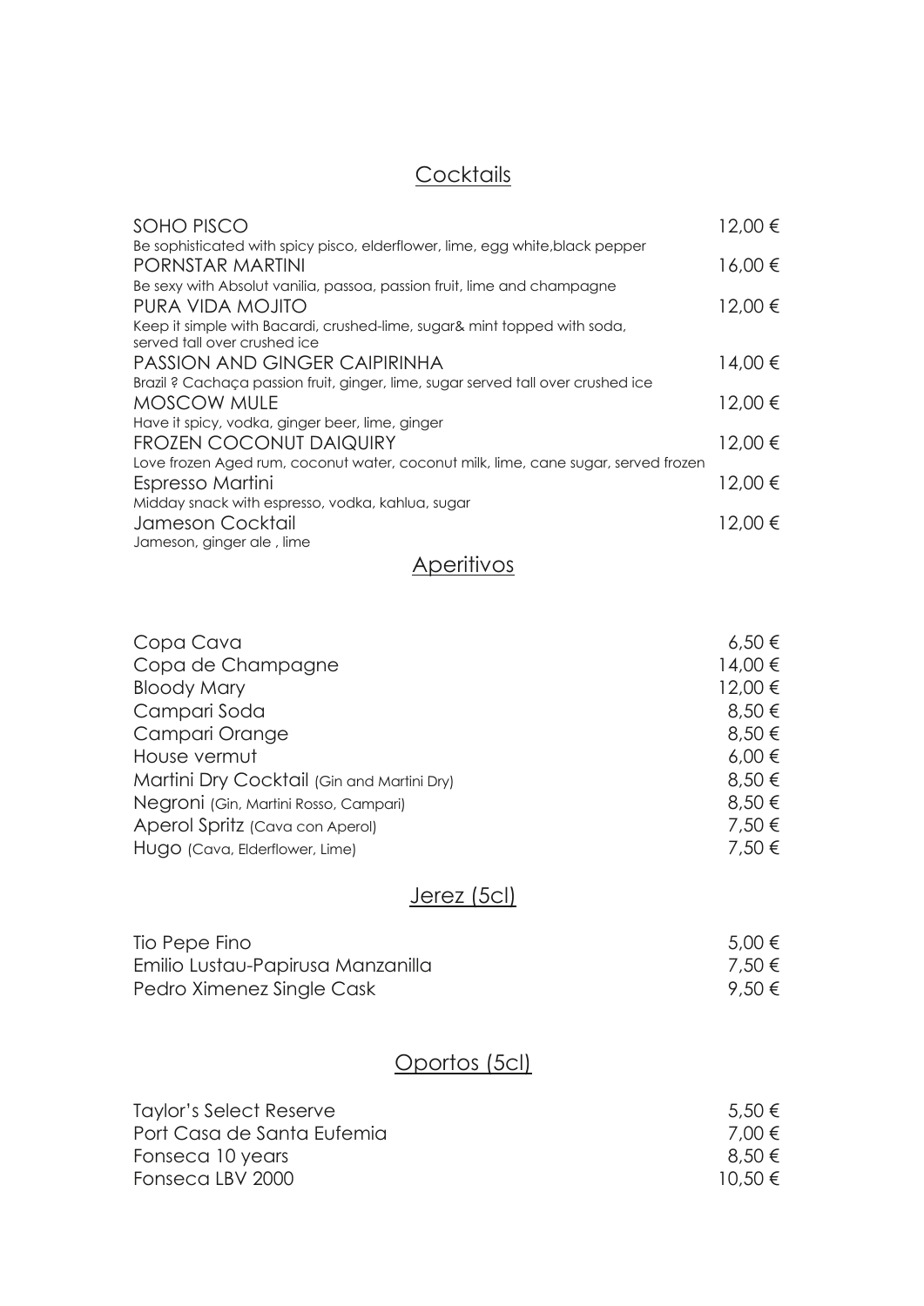## Cocktails

| | |
|---|---|
| SOHO PISCO<br>Be sophisticated with spicy pisco, elderflower, lime, egg white,black pepper | 12,00 € |
| PORNSTAR MARTINI<br>Be sexy with Absolut vanilia, passoa, passion fruit, lime and champagne | 16,00 € |
| PURA VIDA MOJITO<br>Keep it simple with Bacardi, crushed-lime, sugar& mint topped with soda, served tall over crushed ice | 12,00 € |
| PASSION AND GINGER CAIPIRINHA<br>Brazil ? Cachaça passion fruit, ginger, lime, sugar served tall over crushed ice | 14,00 € |
| MOSCOW MULE<br>Have it spicy, vodka, ginger beer, lime, ginger | 12,00 € |
| FROZEN COCONUT DAIQUIRY<br>Love frozen Aged rum, coconut water, coconut milk, lime, cane sugar, served frozen | 12,00 € |
| Espresso Martini<br>Midday snack with espresso, vodka, kahlua, sugar | 12,00 € |
| Jameson Cocktail<br>Jameson, ginger ale , lime | 12,00 € |

## Aperitivos

| | |
|---|---|
| Copa Cava | 6,50 € |
| Copa de Champagne | 14,00 € |
| Bloody Mary | 12,00 € |
| Campari Soda | 8,50 € |
| Campari Orange | 8,50 € |
| House vermut | 6,00 € |
| Martini Dry Cocktail (Gin and Martini Dry) | 8,50 € |
| Negroni (Gin, Martini Rosso, Campari) | 8,50 € |
| Aperol Spritz (Cava con Aperol) | 7,50 € |
| Hugo (Cava, Elderflower, Lime) | 7,50 € |

## Jerez (5cl)

| | |
|---|---|
| Tio Pepe Fino | 5,00 € |
| Emilio Lustau-Papirusa Manzanilla | 7,50 € |
| Pedro Ximenez Single Cask | 9,50 € |

## Oportos (5cl)

| | |
|---|---|
| Taylor's Select Reserve | 5,50 € |
| Port Casa de Santa Eufemia | 7,00 € |
| Fonseca 10 years | 8,50 € |
| Fonseca LBV 2000 | 10,50 € |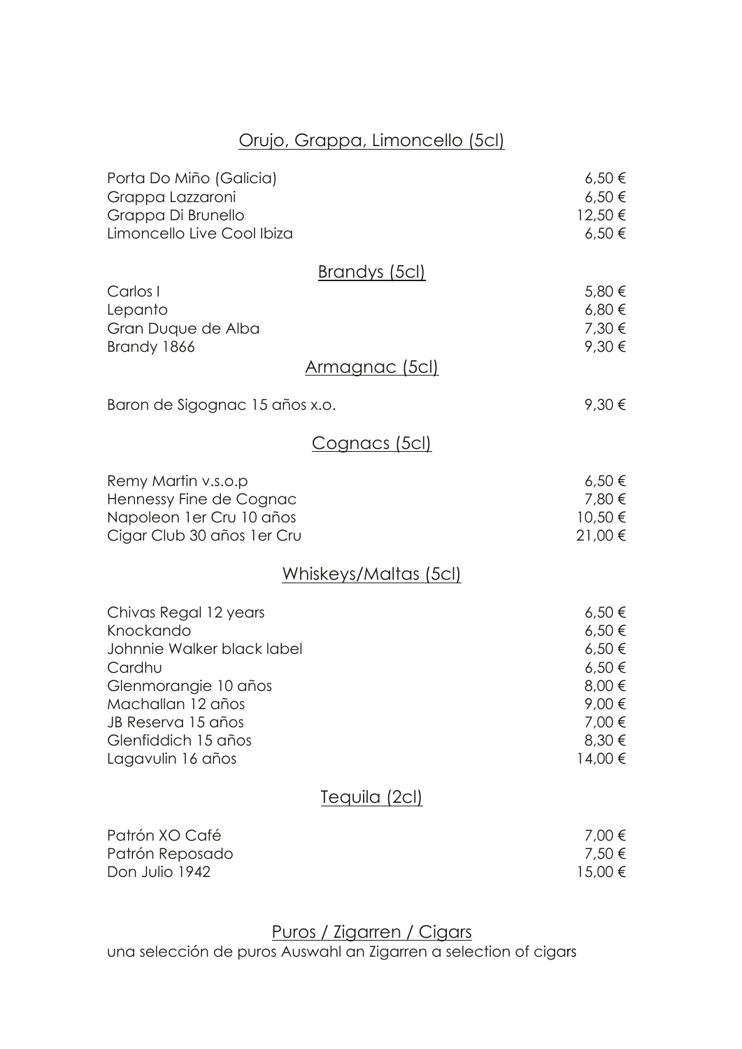## Orujo, Grappa, Limoncello (5cl)

| | |
|---|---|
| Porta Do Miño (Galicia) | 6,50 € |
| Grappa Lazzaroni | 6,50 € |
| Grappa Di Brunello | 12,50 € |
| Limoncello Live Cool Ibiza | 6,50 € |

## Brandys (5cl)

| | |
|---|---|
| Carlos I | 5,80 € |
| Lepanto | 6,80 € |
| Gran Duque de Alba | 7,30 € |
| Brandy 1866 | 9,30 € |

## Armagnac (5cl)

| | |
|---|---|
| Baron de Sigognac 15 años x.o. | 9,30 € |

## Cognacs (5cl)

| | |
|---|---|
| Remy Martin v.s.o.p | 6,50 € |
| Hennessy Fine de Cognac | 7,80 € |
| Napoleon 1er Cru 10 años | 10,50 € |
| Cigar Club 30 años 1er Cru | 21,00 € |

## Whiskeys/Maltas (5cl)

| | |
|---|---|
| Chivas Regal 12 years | 6,50 € |
| Knockando | 6,50 € |
| Johnnie Walker black label | 6,50 € |
| Cardhu | 6,50 € |
| Glenmorangie 10 años | 8,00 € |
| Machallan 12 años | 9,00 € |
| JB Reserva 15 años | 7,00 € |
| Glenfiddich 15 años | 8,30 € |
| Lagavulin 16 años | 14,00 € |

## Tequila (2cl)

| | |
|---|---|
| Patrón XO Café | 7,00 € |
| Patrón Reposado | 7,50 € |
| Don Julio 1942 | 15,00 € |

## Puros / Zigarren / Cigars

una selección de puros Auswahl an Zigarren a selection of cigars